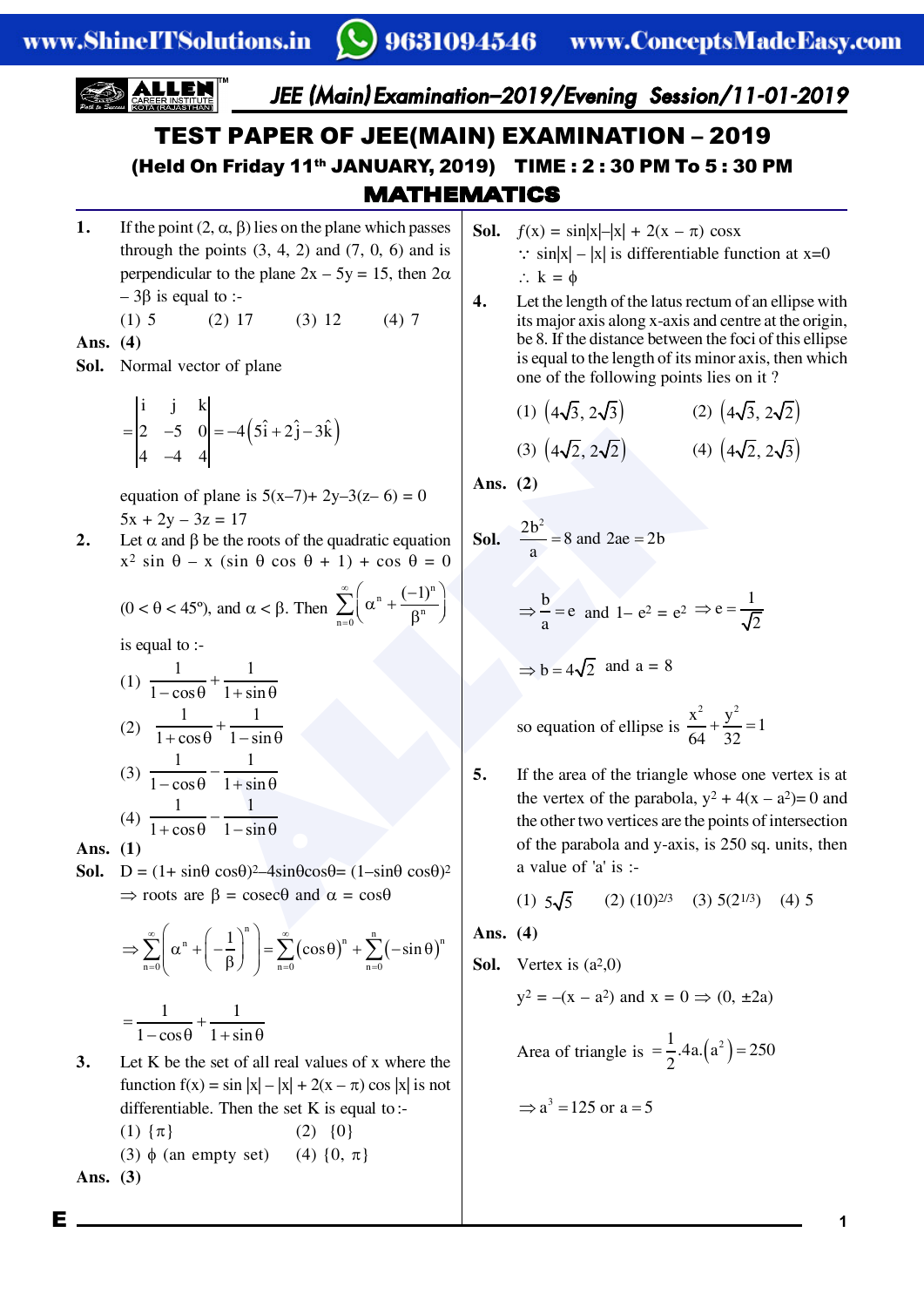# TEST PAPER OF JEE(MAIN) EXAMINATION – 2019

**(Held On Friday 11th JANUARY, 2019) TIME : 2 : 30 PM To 5 : 30 PM**

## MATHEMATICS

**1.** If the point $(2, \alpha, \beta)$ lies on the plane which passes through the points (3, 4, 2) and (7, 0, 6) and is perpendicular to the plane $2x - 5y = 15$, then $2\alpha - 3\beta$ is equal to :-

(1) 5 (2) 17 (3) 12 (4) 7

**Ans. (4)**

**Sol.** Normal vector of plane

$$= \begin{vmatrix} i & j & k \\ 2 & -5 & 0 \\ 4 & -4 & 4 \end{vmatrix} = -4\left(5\hat{i} + 2\hat{j} - 3\hat{k}\right)$$

equation of plane is $5(x-7) + 2y - 3(z-6) = 0$

$5x + 2y - 3z = 17$

**2.** Let $\alpha$ and $\beta$ be the roots of the quadratic equation $x^2 \sin\theta - x(\sin\theta\cos\theta + 1) + \cos\theta = 0$ $(0 < \theta < 45°)$, and $\alpha < \beta$. Then $\sum_{n=0}^{\infty}\left(\alpha^n + \frac{(-1)^n}{\beta^n}\right)$ is equal to :-

(1) $\frac{1}{1-\cos\theta} + \frac{1}{1+\sin\theta}$

(2) $\frac{1}{1+\cos\theta} + \frac{1}{1-\sin\theta}$

(3) $\frac{1}{1-\cos\theta} - \frac{1}{1+\sin\theta}$

(4) $\frac{1}{1+\cos\theta} - \frac{1}{1-\sin\theta}$

**Ans. (1)**

**Sol.** $D = (1+\sin\theta\cos\theta)^2 - 4\sin\theta\cos\theta = (1-\sin\theta\cos\theta)^2$

$\Rightarrow$ roots are $\beta = \text{cosec}\theta$ and $\alpha = \cos\theta$

$$\Rightarrow \sum_{n=0}^{\infty}\left(\alpha^n + \left(-\frac{1}{\beta}\right)^n\right) = \sum_{n=0}^{\infty}(\cos\theta)^n + \sum_{n=0}^{\infty}(-\sin\theta)^n$$

$$= \frac{1}{1-\cos\theta} + \frac{1}{1+\sin\theta}$$

**3.** Let K be the set of all real values of x where the function $f(x) = \sin|x| - |x| + 2(x-\pi)\cos|x|$ is not differentiable. Then the set K is equal to :-

(1) $\{\pi\}$ (2) $\{0\}$

(3) $\phi$ (an empty set) (4) $\{0, \pi\}$

**Ans. (3)**

**Sol.** $f(x) = \sin|x| - |x| + 2(x-\pi)\cos x$

$\because \sin|x| - |x|$ is differentiable function at $x=0$

$\therefore k = \phi$

**4.** Let the length of the latus rectum of an ellipse with its major axis along x-axis and centre at the origin, be 8. If the distance between the foci of this ellipse is equal to the length of its minor axis, then which one of the following points lies on it ?

(1) $(4\sqrt{3}, 2\sqrt{3})$ (2) $(4\sqrt{3}, 2\sqrt{2})$

(3) $(4\sqrt{2}, 2\sqrt{2})$ (4) $(4\sqrt{2}, 2\sqrt{3})$

**Ans. (2)**

**Sol.** $\frac{2b^2}{a} = 8$ and $2ae = 2b$

$\Rightarrow \frac{b}{a} = e$ and $1 - e^2 = e^2 \Rightarrow e = \frac{1}{\sqrt{2}}$

$\Rightarrow b = 4\sqrt{2}$ and $a = 8$

so equation of ellipse is $\frac{x^2}{64} + \frac{y^2}{32} = 1$

**5.** If the area of the triangle whose one vertex is at the vertex of the parabola, $y^2 + 4(x - a^2) = 0$ and the other two vertices are the points of intersection of the parabola and y-axis, is 250 sq. units, then a value of 'a' is :-

(1) $5\sqrt{5}$ (2) $(10)^{2/3}$ (3) $5(2^{1/3})$ (4) 5

**Ans. (4)**

**Sol.** Vertex is $(a^2, 0)$

$y^2 = -(x - a^2)$ and $x = 0 \Rightarrow (0, \pm 2a)$

Area of triangle is $= \frac{1}{2}.4a.(a^2) = 250$

$\Rightarrow a^3 = 125$ or $a = 5$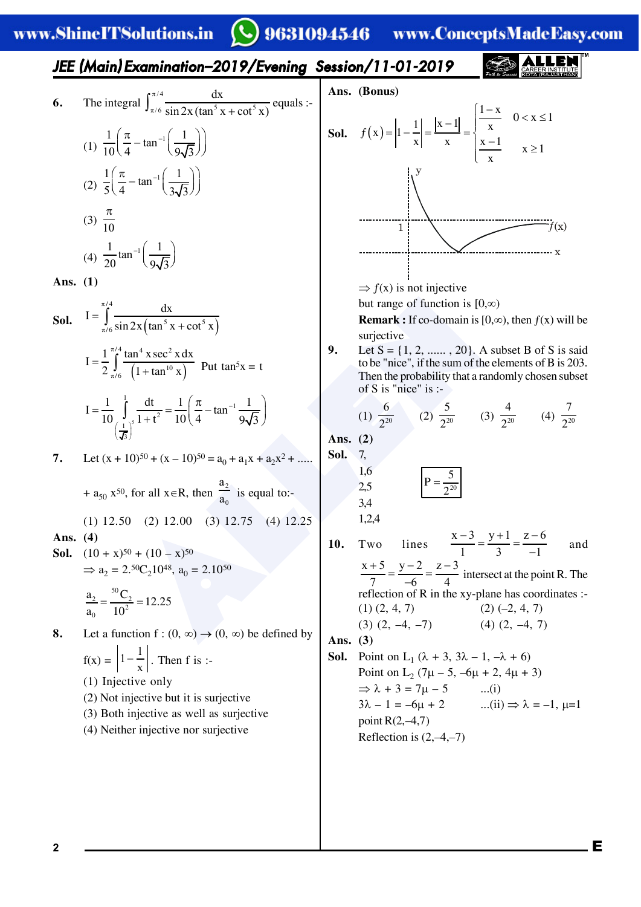**6.** The integral $\int_{\pi/6}^{\pi/4} \frac{dx}{\sin 2x(\tan^5 x + \cot^5 x)}$ equals :-

(1) $\frac{1}{10}\left(\frac{\pi}{4} - \tan^{-1}\left(\frac{1}{9\sqrt{3}}\right)\right)$

(2) $\frac{1}{5}\left(\frac{\pi}{4} - \tan^{-1}\left(\frac{1}{3\sqrt{3}}\right)\right)$

(3) $\frac{\pi}{10}$

(4) $\frac{1}{20}\tan^{-1}\left(\frac{1}{9\sqrt{3}}\right)$

**Ans. (1)**

**Sol.** $I = \int_{\pi/6}^{\pi/4} \frac{dx}{\sin 2x\left(\tan^5 x + \cot^5 x\right)}$

$I = \frac{1}{2}\int_{\pi/6}^{\pi/4} \frac{\tan^4 x \sec^2 x\, dx}{\left(1 + \tan^{10} x\right)}$ Put $\tan^5 x = t$

$I = \frac{1}{10}\int_{\left(\frac{1}{\sqrt{3}}\right)^5}^{1} \frac{dt}{1+t^2} = \frac{1}{10}\left(\frac{\pi}{4} - \tan^{-1}\frac{1}{9\sqrt{3}}\right)$

**7.** Let $(x + 10)^{50} + (x - 10)^{50} = a_0 + a_1x + a_2x^2 + .....$ $+ a_{50}x^{50}$, for all $x \in R$, then $\frac{a_2}{a_0}$ is equal to:-

(1) 12.50 (2) 12.00 (3) 12.75 (4) 12.25

**Ans. (4)**

**Sol.** $(10 + x)^{50} + (10 - x)^{50}$

$\Rightarrow a_2 = 2.{}^{50}C_2 10^{48}$, $a_0 = 2.10^{50}$

$\frac{a_2}{a_0} = \frac{{}^{50}C_2}{10^2} = 12.25$

**8.** Let a function $f : (0, \infty) \to (0, \infty)$ be defined by $f(x) = \left|1 - \frac{1}{x}\right|$. Then f is :-

(1) Injective only

(2) Not injective but it is surjective

(3) Both injective as well as surjective

(4) Neither injective nor surjective

**Ans. (Bonus)**

**Sol.** $f(x) = \left|1 - \frac{1}{x}\right| = \frac{|x-1|}{x} = \begin{cases} \frac{1-x}{x} & 0 < x \le 1 \\ \frac{x-1}{x} & x \ge 1 \end{cases}$

$\Rightarrow f(x)$ is not injective

but range of function is $[0,\infty)$

**Remark :** If co-domain is $[0,\infty)$, then $f(x)$ will be surjective

**9.** Let S = {1, 2, ...... , 20}. A subset B of S is said to be "nice", if the sum of the elements of B is 203. Then the probability that a randomly chosen subset of S is "nice" is :-

(1) $\frac{6}{2^{20}}$ (2) $\frac{5}{2^{20}}$ (3) $\frac{4}{2^{20}}$ (4) $\frac{7}{2^{20}}$

**Ans. (2)**

**Sol.** 7,
1,6
2,5
3,4
1,2,4

$P = \frac{5}{2^{20}}$

**10.** Two lines $\frac{x-3}{1} = \frac{y+1}{3} = \frac{z-6}{-1}$ and $\frac{x+5}{7} = \frac{y-2}{-6} = \frac{z-3}{4}$ intersect at the point R. The reflection of R in the xy-plane has coordinates :-

(1) (2, 4, 7) (2) (–2, 4, 7)

(3) (2, –4, –7) (4) (2, –4, 7)

**Ans. (3)**

**Sol.** Point on $L_1$ $(\lambda + 3, 3\lambda - 1, -\lambda + 6)$

Point on $L_2$ $(7\mu - 5, -6\mu + 2, 4\mu + 3)$

$\Rightarrow \lambda + 3 = 7\mu - 5$ ...(i)

$3\lambda - 1 = -6\mu + 2$ ...(ii) $\Rightarrow \lambda = -1, \mu = 1$

point R(2,–4,7)

Reflection is (2,–4,–7)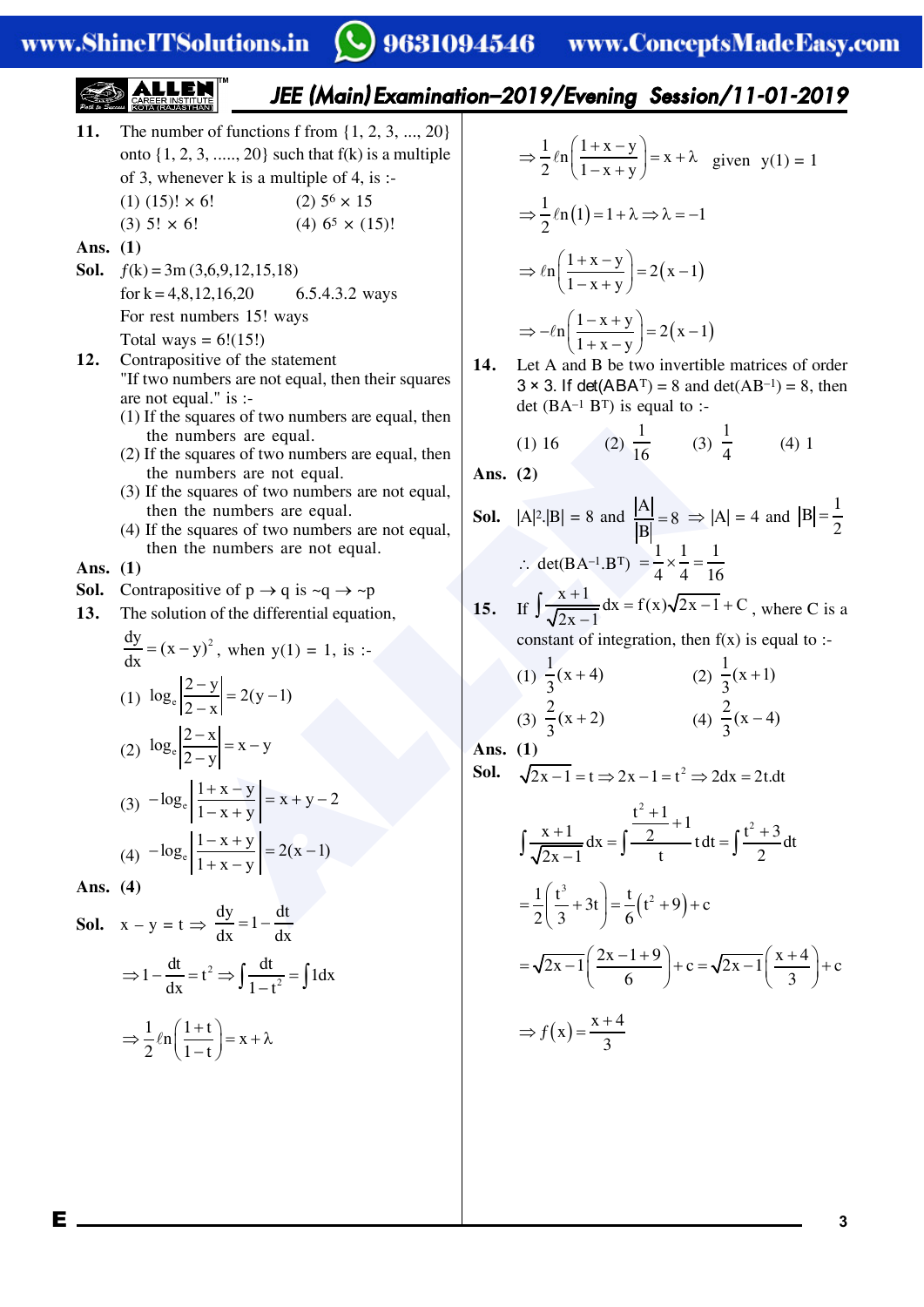**11.** The number of functions f from {1, 2, 3, ..., 20} onto {1, 2, 3, ....., 20} such that f(k) is a multiple of 3, whenever k is a multiple of 4, is :-

(1) (15)! × 6! (2) $5^6 \times 15$

(3) 5! × 6! (4) $6^5 \times (15)!$

**Ans. (1)**

**Sol.** $f(k) = 3m\ (3,6,9,12,15,18)$

for $k = 4,8,12,16,20$ 6.5.4.3.2 ways

For rest numbers 15! ways

Total ways = 6!(15!)

**12.** Contrapositive of the statement "If two numbers are not equal, then their squares are not equal." is :-

(1) If the squares of two numbers are equal, then the numbers are equal.

(2) If the squares of two numbers are equal, then the numbers are not equal.

(3) If the squares of two numbers are not equal, then the numbers are equal.

(4) If the squares of two numbers are not equal, then the numbers are not equal.

**Ans. (1)**

**Sol.** Contrapositive of $p \to q$ is $\sim q \to \sim p$

**13.** The solution of the differential equation, $\frac{dy}{dx} = (x-y)^2$, when y(1) = 1, is :-

(1) $\log_e\left|\frac{2-y}{2-x}\right| = 2(y-1)$

(2) $\log_e\left|\frac{2-x}{2-y}\right| = x-y$

(3) $-\log_e\left|\frac{1+x-y}{1-x+y}\right| = x+y-2$

(4) $-\log_e\left|\frac{1-x+y}{1+x-y}\right| = 2(x-1)$

**Ans. (4)**

**Sol.** $x - y = t \Rightarrow \frac{dy}{dx} = 1 - \frac{dt}{dx}$

$$\Rightarrow 1 - \frac{dt}{dx} = t^2 \Rightarrow \int \frac{dt}{1-t^2} = \int 1dx$$

$$\Rightarrow \frac{1}{2}\ell n\left(\frac{1+t}{1-t}\right) = x + \lambda$$

$$\Rightarrow \frac{1}{2}\ell n\left(\frac{1+x-y}{1-x+y}\right) = x + \lambda \quad \text{given } y(1) = 1$$

$$\Rightarrow \frac{1}{2}\ell n(1) = 1 + \lambda \Rightarrow \lambda = -1$$

$$\Rightarrow \ell n\left(\frac{1+x-y}{1-x+y}\right) = 2(x-1)$$

$$\Rightarrow -\ell n\left(\frac{1-x+y}{1+x-y}\right) = 2(x-1)$$

**14.** Let A and B be two invertible matrices of order 3 × 3. If $\det(ABA^T) = 8$ and $\det(AB^{-1}) = 8$, then $\det(BA^{-1}B^T)$ is equal to :-

(1) 16 (2) $\frac{1}{16}$ (3) $\frac{1}{4}$ (4) 1

**Ans. (2)**

**Sol.** $|A|^2.|B| = 8$ and $\frac{|A|}{|B|} = 8 \Rightarrow |A| = 4$ and $|B| = \frac{1}{2}$

$\therefore \det(BA^{-1}.B^T) = \frac{1}{4} \times \frac{1}{4} = \frac{1}{16}$

**15.** If $\int \frac{x+1}{\sqrt{2x-1}}dx = f(x)\sqrt{2x-1} + C$, where C is a constant of integration, then f(x) is equal to :-

(1) $\frac{1}{3}(x+4)$ (2) $\frac{1}{3}(x+1)$

(3) $\frac{2}{3}(x+2)$ (4) $\frac{2}{3}(x-4)$

**Ans. (1)**

**Sol.** $\sqrt{2x-1} = t \Rightarrow 2x - 1 = t^2 \Rightarrow 2dx = 2t.dt$

$$\int \frac{x+1}{\sqrt{2x-1}}dx = \int \frac{\frac{t^2+1}{2}+1}{t}t\,dt = \int \frac{t^2+3}{2}dt$$

$$= \frac{1}{2}\left(\frac{t^3}{3} + 3t\right) = \frac{t}{6}(t^2+9) + c$$

$$= \sqrt{2x-1}\left(\frac{2x-1+9}{6}\right) + c = \sqrt{2x-1}\left(\frac{x+4}{3}\right) + c$$

$$\Rightarrow f(x) = \frac{x+4}{3}$$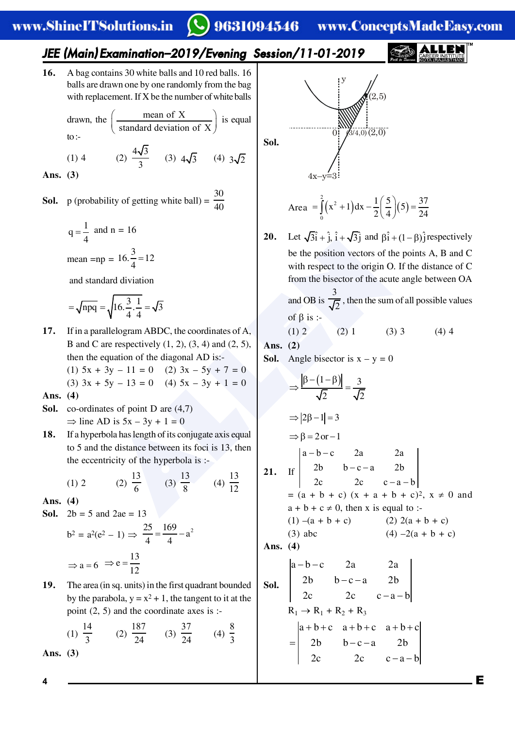**16.** A bag contains 30 white balls and 10 red balls. 16 balls are drawn one by one randomly from the bag with replacement. If X be the number of white balls drawn, the $\left(\dfrac{\text{mean of X}}{\text{standard deviation of X}}\right)$ is equal to :-

(1) 4 (2) $\dfrac{4\sqrt{3}}{3}$ (3) $4\sqrt{3}$ (4) $3\sqrt{2}$

**Ans. (3)**

**Sol.** p (probability of getting white ball) = $\dfrac{30}{40}$

$q = \dfrac{1}{4}$ and n = 16

mean = np = $16.\dfrac{3}{4} = 12$

and standard diviation

$= \sqrt{npq} = \sqrt{16.\dfrac{3}{4}.\dfrac{1}{4}} = \sqrt{3}$

**17.** If in a parallelogram ABDC, the coordinates of A, B and C are respectively (1, 2), (3, 4) and (2, 5), then the equation of the diagonal AD is:-

(1) $5x + 3y - 11 = 0$ (2) $3x - 5y + 7 = 0$
(3) $3x + 5y - 13 = 0$ (4) $5x - 3y + 1 = 0$

**Ans. (4)**

**Sol.** co-ordinates of point D are (4,7)
$\Rightarrow$ line AD is $5x - 3y + 1 = 0$

**18.** If a hyperbola has length of its conjugate axis equal to 5 and the distance between its foci is 13, then the eccentricity of the hyperbola is :-

(1) 2 (2) $\dfrac{13}{6}$ (3) $\dfrac{13}{8}$ (4) $\dfrac{13}{12}$

**Ans. (4)**

**Sol.** 2b = 5 and 2ae = 13

$b^2 = a^2(e^2 - 1) \Rightarrow \dfrac{25}{4} = \dfrac{169}{4} - a^2$

$\Rightarrow a = 6 \quad \Rightarrow e = \dfrac{13}{12}$

**19.** The area (in sq. units) in the first quadrant bounded by the parabola, $y = x^2 + 1$, the tangent to it at the point (2, 5) and the coordinate axes is :-

(1) $\dfrac{14}{3}$ (2) $\dfrac{187}{24}$ (3) $\dfrac{37}{24}$ (4) $\dfrac{8}{3}$

**Ans. (3)**

**Sol.** (Figure: y-axis, parabola, tangent line $4x - y = 3$, points (2,5), (3/4,0), (2,0), O; shaded region)

Area $= \displaystyle\int_0^2 (x^2+1)dx - \dfrac{1}{2}\left(\dfrac{5}{4}\right)(5) = \dfrac{37}{24}$

**20.** Let $\sqrt{3}\hat{i} + \hat{j}$, $\hat{i} + \sqrt{3}\hat{j}$ and $\beta\hat{i} + (1-\beta)\hat{j}$ respectively be the position vectors of the points A, B and C with respect to the origin O. If the distance of C from the bisector of the acute angle between OA and OB is $\dfrac{3}{\sqrt{2}}$, then the sum of all possible values of $\beta$ is :-

(1) 2 (2) 1 (3) 3 (4) 4

**Ans. (2)**

**Sol.** Angle bisector is $x - y = 0$

$\Rightarrow \dfrac{|\beta - (1-\beta)|}{\sqrt{2}} = \dfrac{3}{\sqrt{2}}$

$\Rightarrow |2\beta - 1| = 3$

$\Rightarrow \beta = 2 \text{ or } -1$

**21.** If $\begin{vmatrix} a-b-c & 2a & 2a \\ 2b & b-c-a & 2b \\ 2c & 2c & c-a-b \end{vmatrix}$ $= (a + b + c)(x + a + b + c)^2$, $x \neq 0$ and $a + b + c \neq 0$, then x is equal to :-

(1) $-(a + b + c)$ (2) $2(a + b + c)$
(3) abc (4) $-2(a + b + c)$

**Ans. (4)**

**Sol.** $\begin{vmatrix} a-b-c & 2a & 2a \\ 2b & b-c-a & 2b \\ 2c & 2c & c-a-b \end{vmatrix}$

$R_1 \rightarrow R_1 + R_2 + R_3$

$= \begin{vmatrix} a+b+c & a+b+c & a+b+c \\ 2b & b-c-a & 2b \\ 2c & 2c & c-a-b \end{vmatrix}$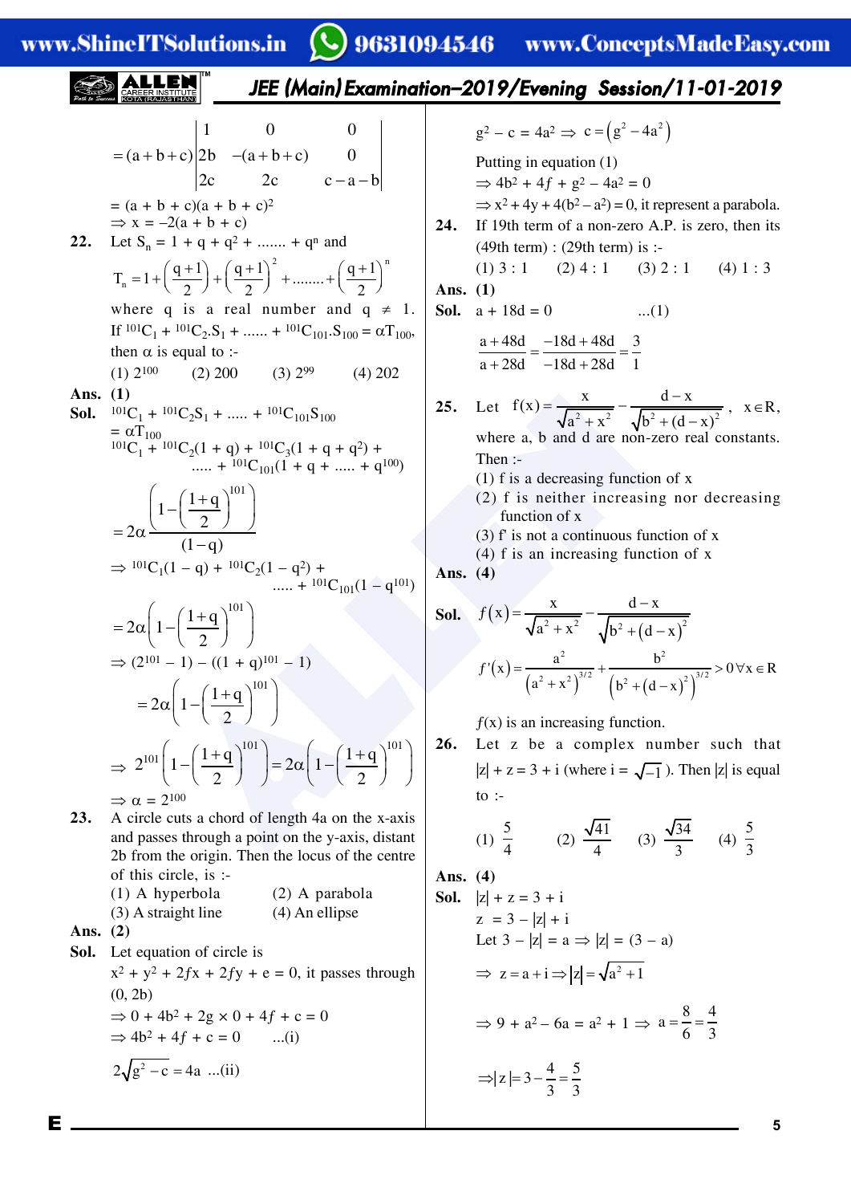$$= (a+b+c)\begin{vmatrix} 1 & 0 & 0 \\ 2b & -(a+b+c) & 0 \\ 2c & 2c & c-a-b \end{vmatrix}$$

$= (a + b + c)(a + b + c)^2$

$\Rightarrow x = -2(a + b + c)$

**22.** Let $S_n = 1 + q + q^2 + ....... + q^n$ and

$$T_n = 1 + \left(\frac{q+1}{2}\right) + \left(\frac{q+1}{2}\right)^2 + ........ + \left(\frac{q+1}{2}\right)^n$$

where q is a real number and $q \neq 1$. If ${}^{101}C_1 + {}^{101}C_2.S_1 + ...... + {}^{101}C_{101}.S_{100} = \alpha T_{100}$, then $\alpha$ is equal to :-

(1) $2^{100}$ (2) 200 (3) $2^{99}$ (4) 202

**Ans. (1)**

**Sol.** ${}^{101}C_1 + {}^{101}C_2S_1 + ..... + {}^{101}C_{101}S_{100}$

$= \alpha T_{100}$

${}^{101}C_1 + {}^{101}C_2(1 + q) + {}^{101}C_3(1 + q + q^2) + ..... + {}^{101}C_{101}(1 + q + ..... + q^{100})$

$$= 2\alpha \frac{\left(1 - \left(\frac{1+q}{2}\right)^{101}\right)}{(1-q)}$$

$\Rightarrow {}^{101}C_1(1 - q) + {}^{101}C_2(1 - q^2) + ..... + {}^{101}C_{101}(1 - q^{101})$

$$= 2\alpha\left(1 - \left(\frac{1+q}{2}\right)^{101}\right)$$

$\Rightarrow (2^{101} - 1) - ((1 + q)^{101} - 1)$

$$= 2\alpha\left(1 - \left(\frac{1+q}{2}\right)^{101}\right)$$

$$\Rightarrow 2^{101}\left(1 - \left(\frac{1+q}{2}\right)^{101}\right) = 2\alpha\left(1 - \left(\frac{1+q}{2}\right)^{101}\right)$$

$\Rightarrow \alpha = 2^{100}$

**23.** A circle cuts a chord of length 4a on the x-axis and passes through a point on the y-axis, distant 2b from the origin. Then the locus of the centre of this circle, is :-

(1) A hyperbola (2) A parabola

(3) A straight line (4) An ellipse

**Ans. (2)**

**Sol.** Let equation of circle is

$x^2 + y^2 + 2fx + 2fy + e = 0$, it passes through $(0, 2b)$

$\Rightarrow 0 + 4b^2 + 2g \times 0 + 4f + c = 0$

$\Rightarrow 4b^2 + 4f + c = 0$ ...(i)

$2\sqrt{g^2 - c} = 4a$ ...(ii)

$g^2 - c = 4a^2 \Rightarrow c = \left(g^2 - 4a^2\right)$

Putting in equation (1)

$\Rightarrow 4b^2 + 4f + g^2 - 4a^2 = 0$

$\Rightarrow x^2 + 4y + 4(b^2 - a^2) = 0$, it represent a parabola.

**24.** If 19th term of a non-zero A.P. is zero, then its (49th term) : (29th term) is :-

(1) 3 : 1 (2) 4 : 1 (3) 2 : 1 (4) 1 : 3

**Ans. (1)**

**Sol.** $a + 18d = 0$ ...(1)

$$\frac{a+48d}{a+28d} = \frac{-18d+48d}{-18d+28d} = \frac{3}{1}$$

**25.** Let $f(x) = \dfrac{x}{\sqrt{a^2+x^2}} - \dfrac{d-x}{\sqrt{b^2+(d-x)^2}}$, $x \in R$, where a, b and d are non-zero real constants. Then :-

(1) f is a decreasing function of x

(2) f is neither increasing nor decreasing function of x

(3) f' is not a continuous function of x

(4) f is an increasing function of x

**Ans. (4)**

**Sol.** $$f(x) = \frac{x}{\sqrt{a^2+x^2}} - \frac{d-x}{\sqrt{b^2+(d-x)^2}}$$

$$f'(x) = \frac{a^2}{\left(a^2+x^2\right)^{3/2}} + \frac{b^2}{\left(b^2+(d-x)^2\right)^{3/2}} > 0 \ \forall x \in R$$

$f(x)$ is an increasing function.

**26.** Let z be a complex number such that $|z| + z = 3 + i$ (where $i = \sqrt{-1}$). Then $|z|$ is equal to :-

(1) $\frac{5}{4}$ (2) $\frac{\sqrt{41}}{4}$ (3) $\frac{\sqrt{34}}{3}$ (4) $\frac{5}{3}$

**Ans. (4)**

**Sol.** $|z| + z = 3 + i$

$z = 3 - |z| + i$

Let $3 - |z| = a \Rightarrow |z| = (3 - a)$

$\Rightarrow z = a + i \Rightarrow |z| = \sqrt{a^2 + 1}$

$\Rightarrow 9 + a^2 - 6a = a^2 + 1 \Rightarrow a = \frac{8}{6} = \frac{4}{3}$

$\Rightarrow |z| = 3 - \frac{4}{3} = \frac{5}{3}$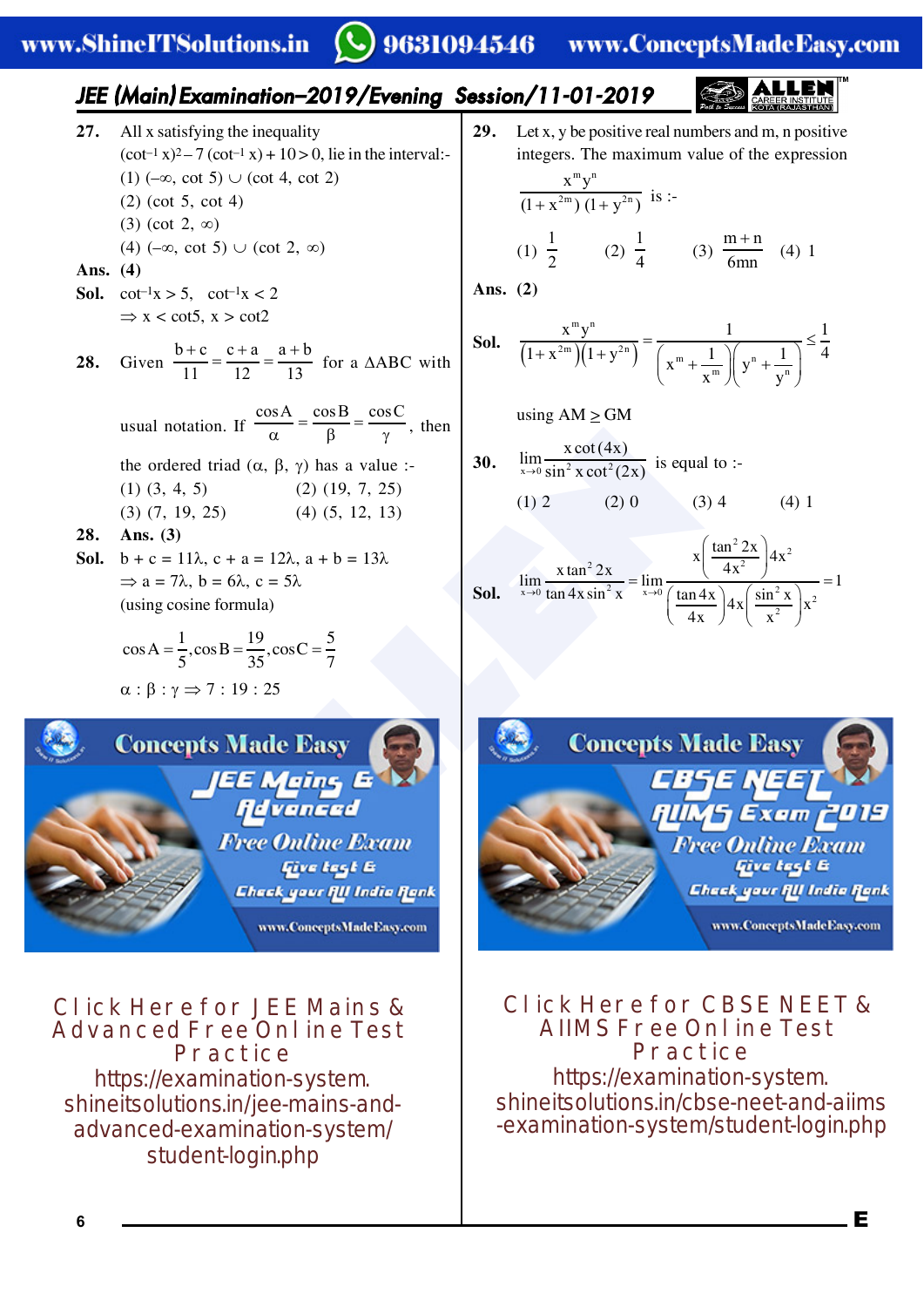**27.** All x satisfying the inequality $(\cot^{-1} x)^2 - 7(\cot^{-1} x) + 10 > 0$, lie in the interval:-

(1) $(-\infty, \cot 5) \cup (\cot 4, \cot 2)$

(2) $(\cot 5, \cot 4)$

(3) $(\cot 2, \infty)$

(4) $(-\infty, \cot 5) \cup (\cot 2, \infty)$

**Ans. (4)**

**Sol.** $\cot^{-1}x > 5$, $\cot^{-1}x < 2$

$\Rightarrow x < \cot 5$, $x > \cot 2$

**28.** Given $\frac{b+c}{11} = \frac{c+a}{12} = \frac{a+b}{13}$ for a $\Delta ABC$ with usual notation. If $\frac{\cos A}{\alpha} = \frac{\cos B}{\beta} = \frac{\cos C}{\gamma}$, then the ordered triad $(\alpha, \beta, \gamma)$ has a value :-

(1) (3, 4, 5) (2) (19, 7, 25)

(3) (7, 19, 25) (4) (5, 12, 13)

**28. Ans. (3)**

**Sol.** $b + c = 11\lambda$, $c + a = 12\lambda$, $a + b = 13\lambda$

$\Rightarrow a = 7\lambda$, $b = 6\lambda$, $c = 5\lambda$

(using cosine formula)

$$\cos A = \frac{1}{5}, \cos B = \frac{19}{35}, \cos C = \frac{5}{7}$$

$\alpha : \beta : \gamma \Rightarrow 7 : 19 : 25$

**29.** Let x, y be positive real numbers and m, n positive integers. The maximum value of the expression $\frac{x^m y^n}{(1+x^{2m})(1+y^{2n})}$ is :-

(1) $\frac{1}{2}$ (2) $\frac{1}{4}$ (3) $\frac{m+n}{6mn}$ (4) 1

**Ans. (2)**

**Sol.**
$$\frac{x^m y^n}{(1+x^{2m})(1+y^{2n})} = \frac{1}{\left(x^m + \frac{1}{x^m}\right)\left(y^n + \frac{1}{y^n}\right)} \le \frac{1}{4}$$

using AM $\ge$ GM

**30.** $\lim\limits_{x\to 0} \frac{x\cot(4x)}{\sin^2 x \cot^2(2x)}$ is equal to :-

(1) 2 (2) 0 (3) 4 (4) 1

**Sol.**
$$\lim_{x\to 0} \frac{x\tan^2 2x}{\tan 4x \sin^2 x} = \lim_{x\to 0} \frac{x\left(\frac{\tan^2 2x}{4x^2}\right)4x^2}{\left(\frac{\tan 4x}{4x}\right)4x\left(\frac{\sin^2 x}{x^2}\right)x^2} = 1$$

Click Here for JEE Mains & Advanced Free Online Test Practice
https://examination-system.shineitsolutions.in/jee-mains-and-advanced-examination-system/student-login.php

Click Here for CBSE NEET & AIIMS Free Online Test Practice
https://examination-system.shineitsolutions.in/cbse-neet-and-aiims-examination-system/student-login.php